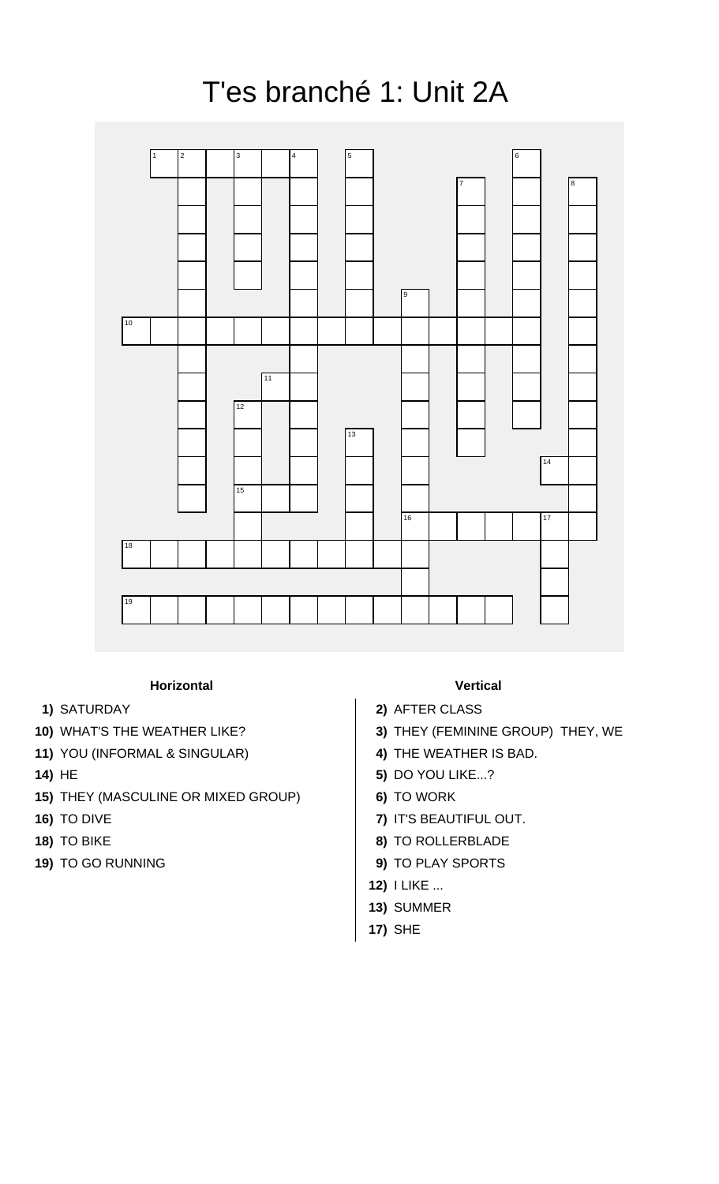# T'es branché 1: Unit 2A

### Horizontal

1) SATURDAY
10) WHAT'S THE WEATHER LIKE?
11) YOU (INFORMAL & SINGULAR)
14) HE
15) THEY (MASCULINE OR MIXED GROUP)
16) TO DIVE
18) TO BIKE
19) TO GO RUNNING

### Vertical

2) AFTER CLASS
3) THEY (FEMININE GROUP) THEY, WE
4) THE WEATHER IS BAD.
5) DO YOU LIKE...?
6) TO WORK
7) IT'S BEAUTIFUL OUT.
8) TO ROLLERBLADE
9) TO PLAY SPORTS
12) I LIKE ...
13) SUMMER
17) SHE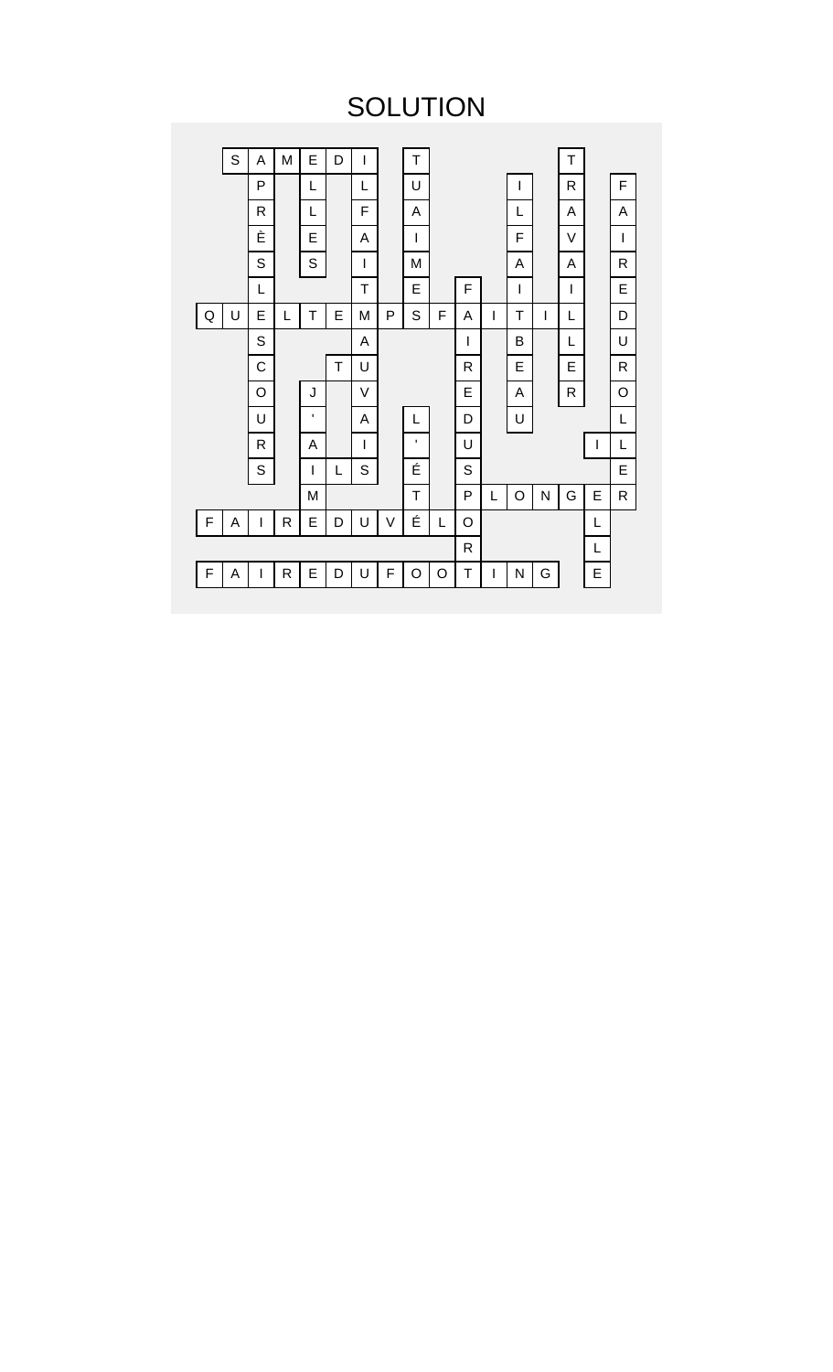# SOLUTION

| | | | | | | | | | | | | | | | | |
|---|---|---|---|---|---|---|---|---|---|---|---|---|---|---|---|---|
| | S | A | M | E | D | I | | T | | | | | | T | | |
| | | P | | L | | L | | U | | | | I | | R | | F |
| | | R | | L | | F | | A | | | | L | | A | | A |
| | | È | | E | | A | | I | | | | F | | V | | I |
| | | S | | S | | I | | M | | | | A | | A | | R |
| | | L | | | | T | | E | | F | | I | | I | | E |
| Q | U | E | L | T | E | M | P | S | F | A | I | T | I | L | | D |
| | | S | | | | A | | | | I | | B | | L | | U |
| | | C | | | T | U | | | | R | | E | | E | | R |
| | | O | | J | | V | | | | E | | A | | R | | O |
| | | U | | ' | | A | | L | | D | | U | | | | L |
| | | R | | A | | I | | ' | | U | | | | | I | L |
| | | S | | I | L | S | | É | | S | | | | | | E |
| | | | | M | | | | T | | P | L | O | N | G | E | R |
| F | A | I | R | E | D | U | V | É | L | O | | | | | L | |
| | | | | | | | | | | R | | | | | L | |
| F | A | I | R | E | D | U | F | O | O | T | I | N | G | | E | |